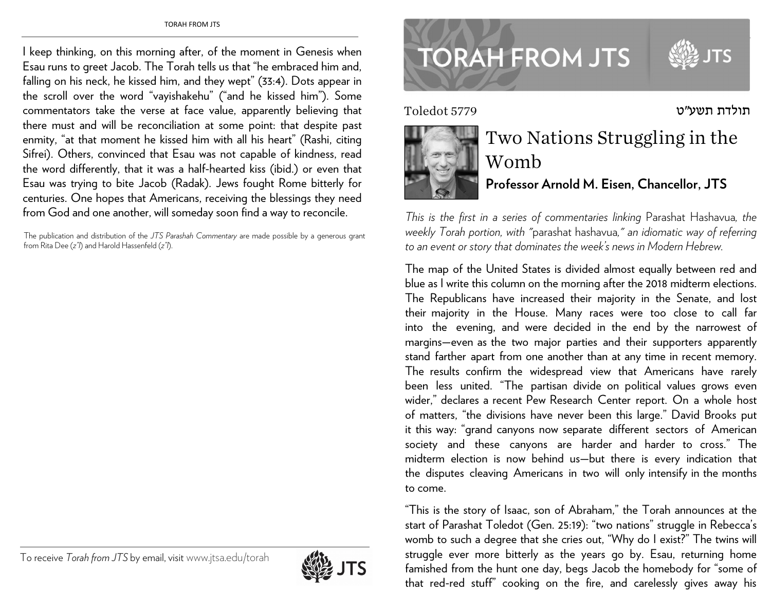Toledot 5779 תולדת תשע״ט

# Two Nations Struggling in the Womb

**Professor Arnold M. Eisen, Chancellor, JTS**

*This is the first in a series of commentaries linking* Parashat Hashavua*, the weekly Torah portion, with "*parashat hashavua,*" an idiomatic way of referring to an event or story that dominates the week's news in Modern Hebrew.*

The map of the United States is divided almost equally between red and blue as I write this column on the morning after the 2018 midterm elections. The Republicans have increased their majority in the Senate, and lost their majority in the House. Many races were too close to call far into the evening, and were decided in the end by the narrowest of margins—even as the two major parties and their supporters apparently stand farther apart from one another than at any time in recent memory. The results confirm the widespread view that Americans have rarely been less united. "The partisan divide on political values grows even wider," declares a recent Pew Research Center report. On a whole host of matters, "the divisions have never been this large." David Brooks put it this way: "grand canyons now separate different sectors of American society and these canyons are harder and harder to cross." The midterm election is now behind us—but there is every indication that the disputes cleaving Americans in two will only intensify in the months to come.

"This is the story of Isaac, son of Abraham," the Torah announces at the start of Parashat Toledot (Gen. 25:19): "two nations" struggle in Rebecca's womb to such a degree that she cries out, "Why do I exist?" The twins will struggle ever more bitterly as the years go by. Esau, returning home famished from the hunt one day, begs Jacob the homebody for "some of that red-red stuff" cooking on the fire, and carelessly gives away his

I keep thinking, on this morning after, of the moment in Genesis when Esau runs to greet Jacob. The Torah tells us that "he embraced him and, falling on his neck, he kissed him, and they wept" (33:4). Dots appear in the scroll over the word "vayishakehu" ("and he kissed him"). Some commentators take the verse at face value, apparently believing that there must and will be reconciliation at some point: that despite past enmity, "at that moment he kissed him with all his heart" (Rashi, citing Sifrei). Others, convinced that Esau was not capable of kindness, read the word differently, that it was a half-hearted kiss (ibid.) or even that Esau was trying to bite Jacob (Radak). Jews fought Rome bitterly for centuries. One hopes that Americans, receiving the blessings they need from God and one another, will someday soon find a way to reconcile.

The publication and distribution of the *JTS Parashah Commentary* are made possible by a generous grant from Rita Dee (*z"l*) and Harold Hassenfeld (*z"l*).

To receive *Torah from JTS* by email, visit www.jtsa.edu/torah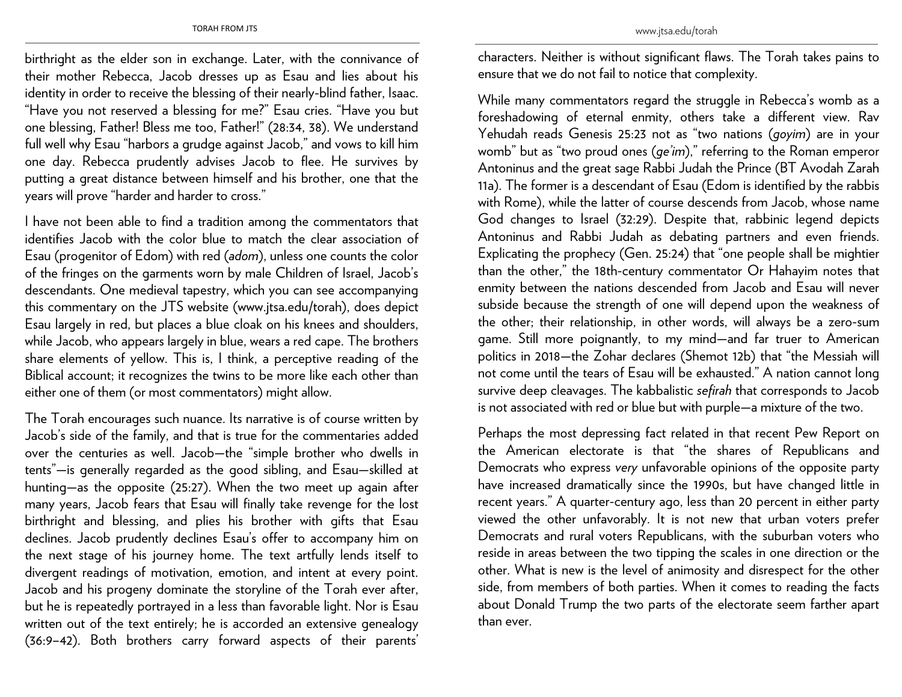birthright as the elder son in exchange. Later, with the connivance of their mother Rebecca, Jacob dresses up as Esau and lies about his identity in order to receive the blessing of their nearly-blind father, Isaac. "Have you not reserved a blessing for me?" Esau cries. "Have you but one blessing, Father! Bless me too, Father!" (28:34, 38). We understand full well why Esau "harbors a grudge against Jacob," and vows to kill him one day. Rebecca prudently advises Jacob to flee. He survives by putting a great distance between himself and his brother, one that the years will prove "harder and harder to cross."

I have not been able to find a tradition among the commentators that identifies Jacob with the color blue to match the clear association of Esau (progenitor of Edom) with red (*adom*), unless one counts the color of the fringes on the garments worn by male Children of Israel, Jacob's descendants. One medieval tapestry, which you can see accompanying this commentary on the JTS website (www.jtsa.edu/torah), does depict Esau largely in red, but places a blue cloak on his knees and shoulders, while Jacob, who appears largely in blue, wears a red cape. The brothers share elements of yellow. This is, I think, a perceptive reading of the Biblical account; it recognizes the twins to be more like each other than either one of them (or most commentators) might allow.

The Torah encourages such nuance. Its narrative is of course written by Jacob's side of the family, and that is true for the commentaries added over the centuries as well. Jacob—the "simple brother who dwells in tents"—is generally regarded as the good sibling, and Esau—skilled at hunting—as the opposite (25:27). When the two meet up again after many years, Jacob fears that Esau will finally take revenge for the lost birthright and blessing, and plies his brother with gifts that Esau declines. Jacob prudently declines Esau's offer to accompany him on the next stage of his journey home. The text artfully lends itself to divergent readings of motivation, emotion, and intent at every point. Jacob and his progeny dominate the storyline of the Torah ever after, but he is repeatedly portrayed in a less than favorable light. Nor is Esau written out of the text entirely; he is accorded an extensive genealogy (36:9–42). Both brothers carry forward aspects of their parents' characters. Neither is without significant flaws. The Torah takes pains to ensure that we do not fail to notice that complexity.

While many commentators regard the struggle in Rebecca's womb as a foreshadowing of eternal enmity, others take a different view. Rav Yehudah reads Genesis 25:23 not as "two nations (*goyim*) are in your womb" but as "two proud ones (*ge'im*)," referring to the Roman emperor Antoninus and the great sage Rabbi Judah the Prince (BT Avodah Zarah 11a). The former is a descendant of Esau (Edom is identified by the rabbis with Rome), while the latter of course descends from Jacob, whose name God changes to Israel (32:29). Despite that, rabbinic legend depicts Antoninus and Rabbi Judah as debating partners and even friends. Explicating the prophecy (Gen. 25:24) that "one people shall be mightier than the other," the 18th-century commentator Or Hahayim notes that enmity between the nations descended from Jacob and Esau will never subside because the strength of one will depend upon the weakness of the other; their relationship, in other words, will always be a zero-sum game. Still more poignantly, to my mind—and far truer to American politics in 2018—the Zohar declares (Shemot 12b) that "the Messiah will not come until the tears of Esau will be exhausted." A nation cannot long survive deep cleavages. The kabbalistic *sefirah* that corresponds to Jacob is not associated with red or blue but with purple—a mixture of the two.

Perhaps the most depressing fact related in that recent Pew Report on the American electorate is that "the shares of Republicans and Democrats who express *very* unfavorable opinions of the opposite party have increased dramatically since the 1990s, but have changed little in recent years." A quarter-century ago, less than 20 percent in either party viewed the other unfavorably. It is not new that urban voters prefer Democrats and rural voters Republicans, with the suburban voters who reside in areas between the two tipping the scales in one direction or the other. What is new is the level of animosity and disrespect for the other side, from members of both parties. When it comes to reading the facts about Donald Trump the two parts of the electorate seem farther apart than ever.